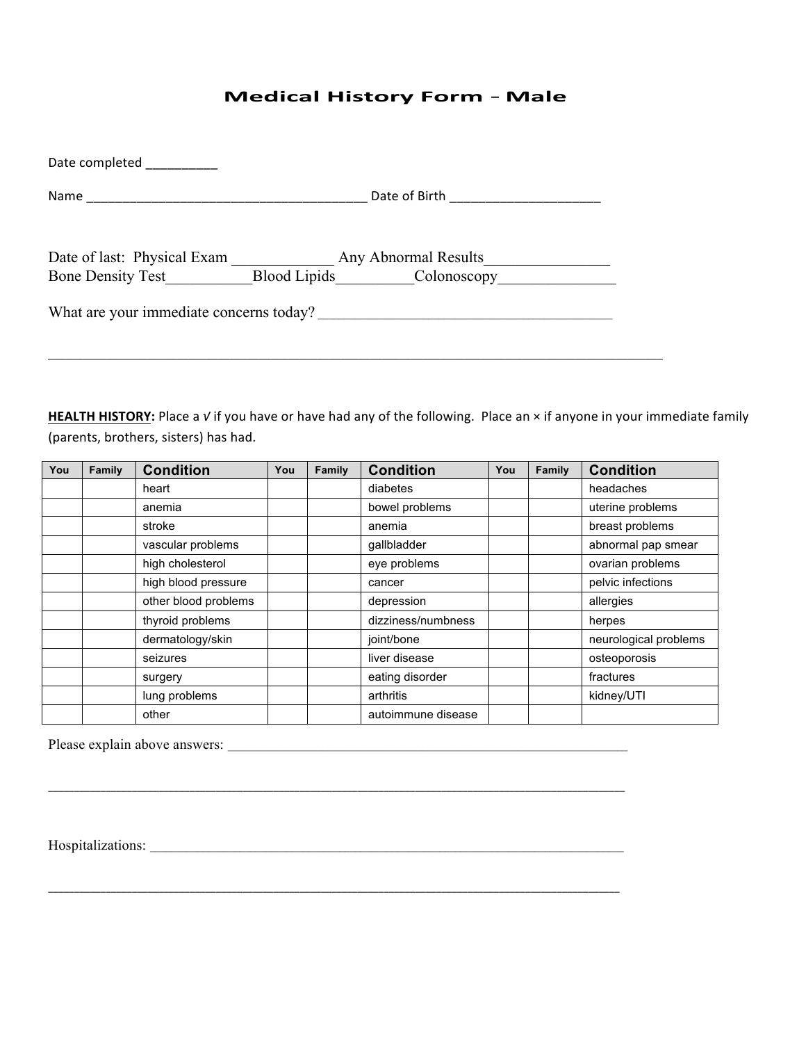# Medical History Form – Male

Date completed __________

Name _______________________________________ Date of Birth ____________________

Date of last: Physical Exam _____________ Any Abnormal Results________________
Bone Density Test___________Blood Lipids_________Colonoscopy______________

What are your immediate concerns today? _______________________________________

_______________________________________________________________________________

**HEALTH HISTORY:** Place a √ if you have or have had any of the following. Place an × if anyone in your immediate family (parents, brothers, sisters) has had.

| You | Family | Condition | You | Family | Condition | You | Family | Condition |
|---|---|---|---|---|---|---|---|---|
| | | heart | | | diabetes | | | headaches |
| | | anemia | | | bowel problems | | | uterine problems |
| | | stroke | | | anemia | | | breast problems |
| | | vascular problems | | | gallbladder | | | abnormal pap smear |
| | | high cholesterol | | | eye problems | | | ovarian problems |
| | | high blood pressure | | | cancer | | | pelvic infections |
| | | other blood problems | | | depression | | | allergies |
| | | thyroid problems | | | dizziness/numbness | | | herpes |
| | | dermatology/skin | | | joint/bone | | | neurological problems |
| | | seizures | | | liver disease | | | osteoporosis |
| | | surgery | | | eating disorder | | | fractures |
| | | lung problems | | | arthritis | | | kidney/UTI |
| | | other | | | autoimmune disease | | | |

Please explain above answers: _________________________________________________

_______________________________________________________________________________

Hospitalizations: ______________________________________________________________

_______________________________________________________________________________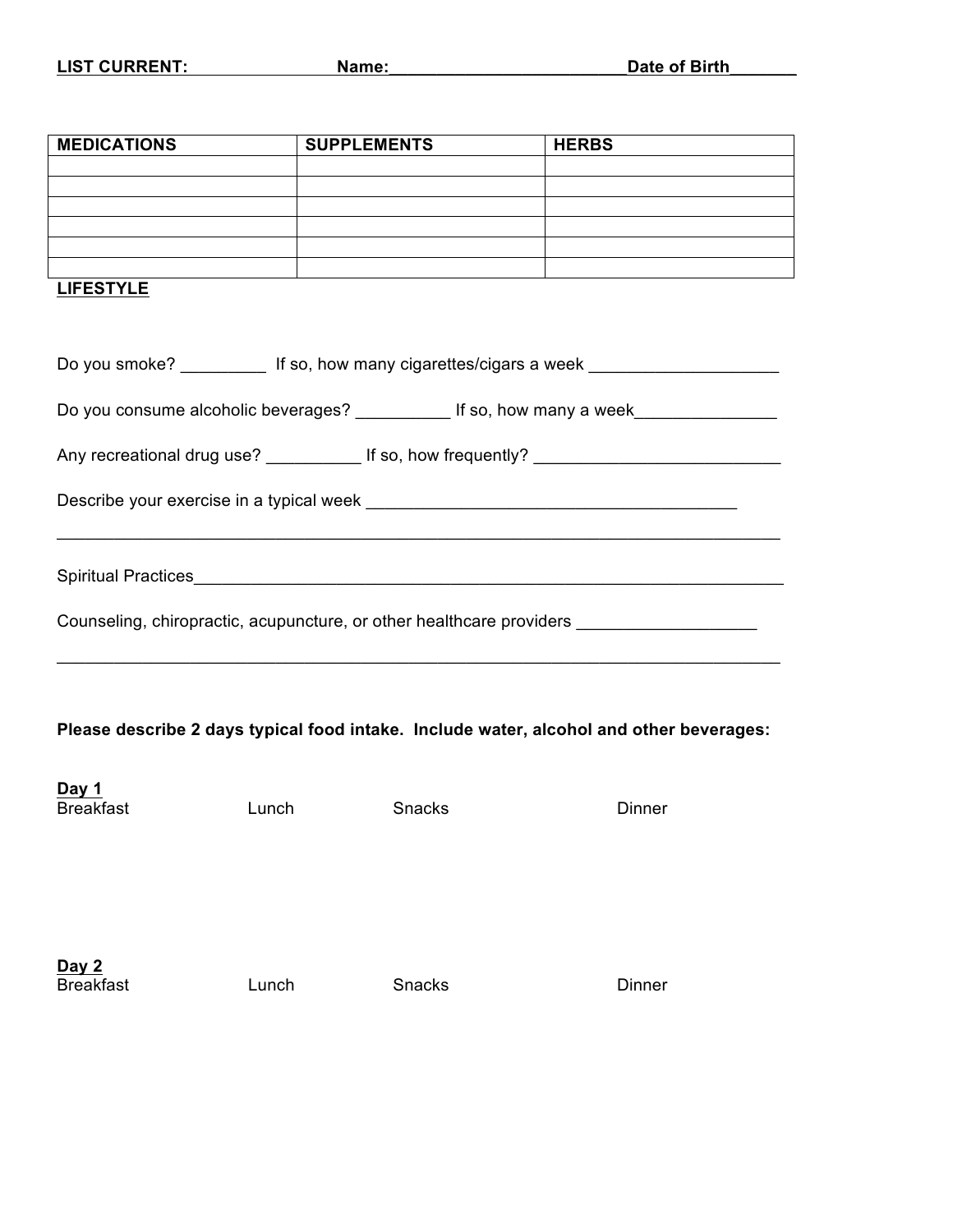**LIST CURRENT:** **Name:\_\_\_\_\_\_\_\_\_\_\_\_\_\_\_\_\_\_\_\_\_\_\_\_\_Date of Birth\_\_\_\_\_\_\_**

| MEDICATIONS | SUPPLEMENTS | HERBS |
|---|---|---|
| | | |
| | | |
| | | |
| | | |
| | | |
| | | |

**LIFESTYLE**

Do you smoke? _________ If so, how many cigarettes/cigars a week ___________________

Do you consume alcoholic beverages? __________ If so, how many a week_______________

Any recreational drug use? __________ If so, how frequently? __________________________

Describe your exercise in a typical week _______________________________________

_____________________________________________________________________________

Spiritual Practices_________________________________________________________________

Counseling, chiropractic, acupuncture, or other healthcare providers ___________________

_____________________________________________________________________________

**Please describe 2 days typical food intake. Include water, alcohol and other beverages:**

**Day 1**

Breakfast Lunch Snacks Dinner

**Day 2**

Breakfast Lunch Snacks Dinner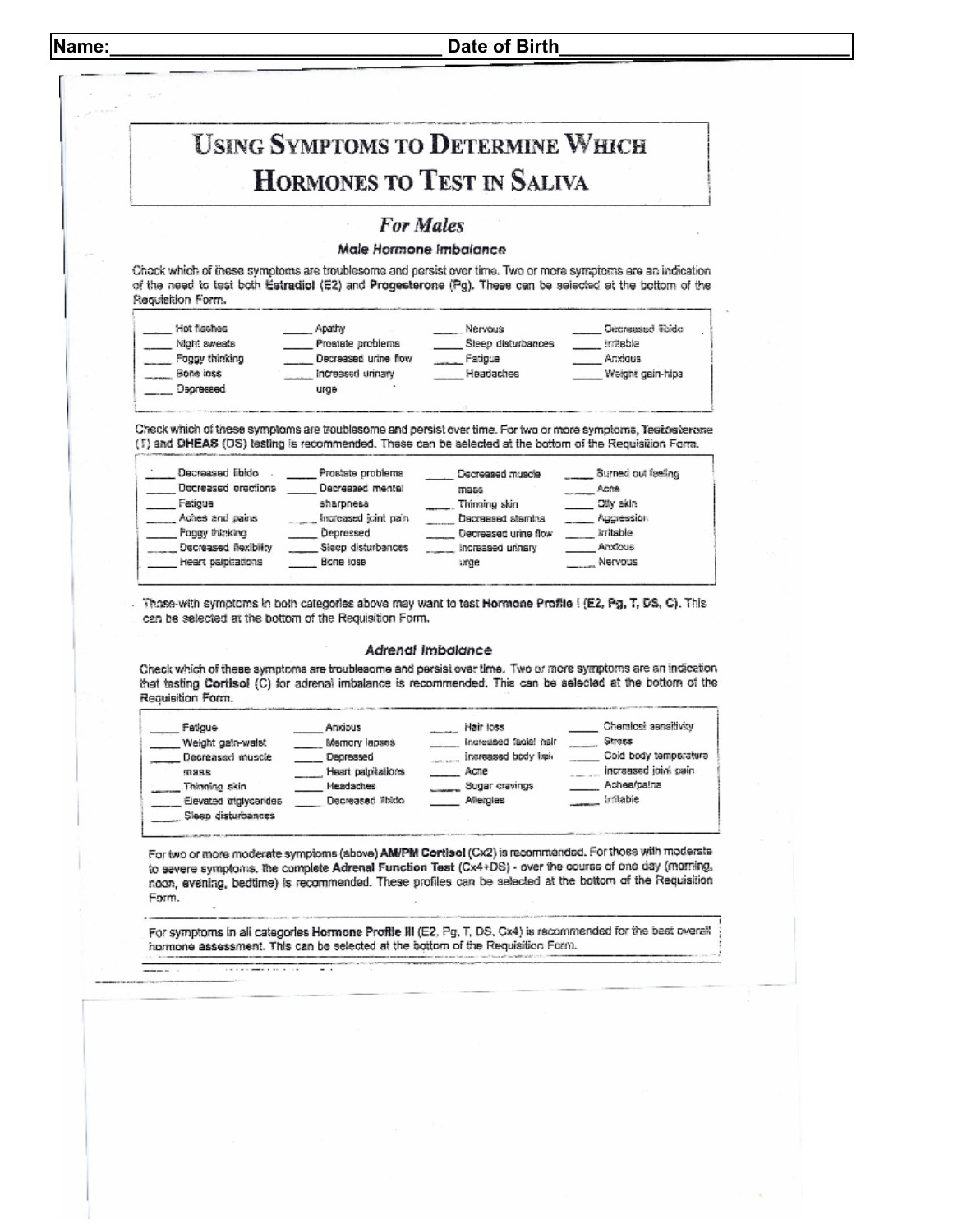**Name:\_\_\_\_\_\_\_\_\_\_\_\_\_\_\_\_\_\_\_\_\_\_\_\_\_\_\_\_\_\_\_\_ Date of Birth\_\_\_\_\_\_\_\_\_\_\_\_\_\_\_\_\_\_\_\_\_\_\_\_\_\_\_\_**

# Using Symptoms to Determine Which Hormones to Test in Saliva

## *For Males*

### Male Hormone Imbalance

Check which of these symptoms are troublesome and persist over time. Two or more symptoms are an indication of the need to test both **Estradiol** (E2) and **Progesterone** (Pg). These can be selected at the bottom of the Requisition Form.

| | | | |
|---|---|---|---|
| \_\_\_\_ Hot flashes | \_\_\_\_ Apathy | \_\_\_\_ Nervous | \_\_\_\_ Decreased libido |
| \_\_\_\_ Night sweats | \_\_\_\_ Prostate problems | \_\_\_\_ Sleep disturbances | \_\_\_\_ Irritable |
| \_\_\_\_ Foggy thinking | \_\_\_\_ Decreased urine flow | \_\_\_\_ Fatigue | \_\_\_\_ Anxious |
| \_\_\_\_ Bone loss | \_\_\_\_ Increased urinary urge | \_\_\_\_ Headaches | \_\_\_\_ Weight gain-hips |
| \_\_\_\_ Depressed | | | |

Check which of these symptoms are troublesome and persist over time. For two or more symptoms, **Testosterone** (T) and **DHEAS** (DS) testing is recommended. These can be selected at the bottom of the Requisition Form.

| | | | |
|---|---|---|---|
| \_\_\_\_ Decreased libido | \_\_\_\_ Prostate problems | \_\_\_\_ Decreased muscle mass | \_\_\_\_ Burned out feeling |
| \_\_\_\_ Decreased erections | \_\_\_\_ Decreased mental sharpness | \_\_\_\_ Thinning skin | \_\_\_\_ Acne |
| \_\_\_\_ Fatigue | \_\_\_\_ Increased joint pain | \_\_\_\_ Decreased stamina | \_\_\_\_ Oily skin |
| \_\_\_\_ Aches and pains | \_\_\_\_ Depressed | \_\_\_\_ Decreased urine flow | \_\_\_\_ Aggression |
| \_\_\_\_ Foggy thinking | \_\_\_\_ Sleep disturbances | \_\_\_\_ Increased urinary urge | \_\_\_\_ Irritable |
| \_\_\_\_ Decreased flexibility | \_\_\_\_ Bone loss | | \_\_\_\_ Anxious |
| \_\_\_\_ Heart palpitations | | | \_\_\_\_ Nervous |

Those with symptoms in both categories above may want to test **Hormone Profile I** (E2, Pg, T, DS, C). This can be selected at the bottom of the Requisition Form.

### Adrenal Imbalance

Check which of these symptoms are troublesome and persist over time. Two or more symptoms are an indication that testing **Cortisol** (C) for adrenal imbalance is recommended. This can be selected at the bottom of the Requisition Form.

| | | | |
|---|---|---|---|
| \_\_\_\_ Fatigue | \_\_\_\_ Anxious | \_\_\_\_ Hair loss | \_\_\_\_ Chemical sensitivity |
| \_\_\_\_ Weight gain-waist | \_\_\_\_ Memory lapses | \_\_\_\_ Increased facial hair | \_\_\_\_ Stress |
| \_\_\_\_ Decreased muscle mass | \_\_\_\_ Depressed | \_\_\_\_ Increased body hair | \_\_\_\_ Cold body temperature |
| \_\_\_\_ Thinning skin | \_\_\_\_ Heart palpitations | \_\_\_\_ Acne | \_\_\_\_ Increased joint pain |
| \_\_\_\_ Elevated triglycerides | \_\_\_\_ Headaches | \_\_\_\_ Sugar cravings | \_\_\_\_ Aches/pains |
| \_\_\_\_ Sleep disturbances | \_\_\_\_ Decreased libido | \_\_\_\_ Allergies | \_\_\_\_ Irritable |

For two or more moderate symptoms (above) **AM/PM Cortisol** (Cx2) is recommended. For those with moderate to severe symptoms, the complete **Adrenal Function Test** (Cx4+DS) - over the course of one day (morning, noon, evening, bedtime) is recommended. These profiles can be selected at the bottom of the Requisition Form.

For symptoms in all categories **Hormone Profile III** (E2, Pg, T, DS, Cx4) is recommended for the best overall hormone assessment. This can be selected at the bottom of the Requisition Form.